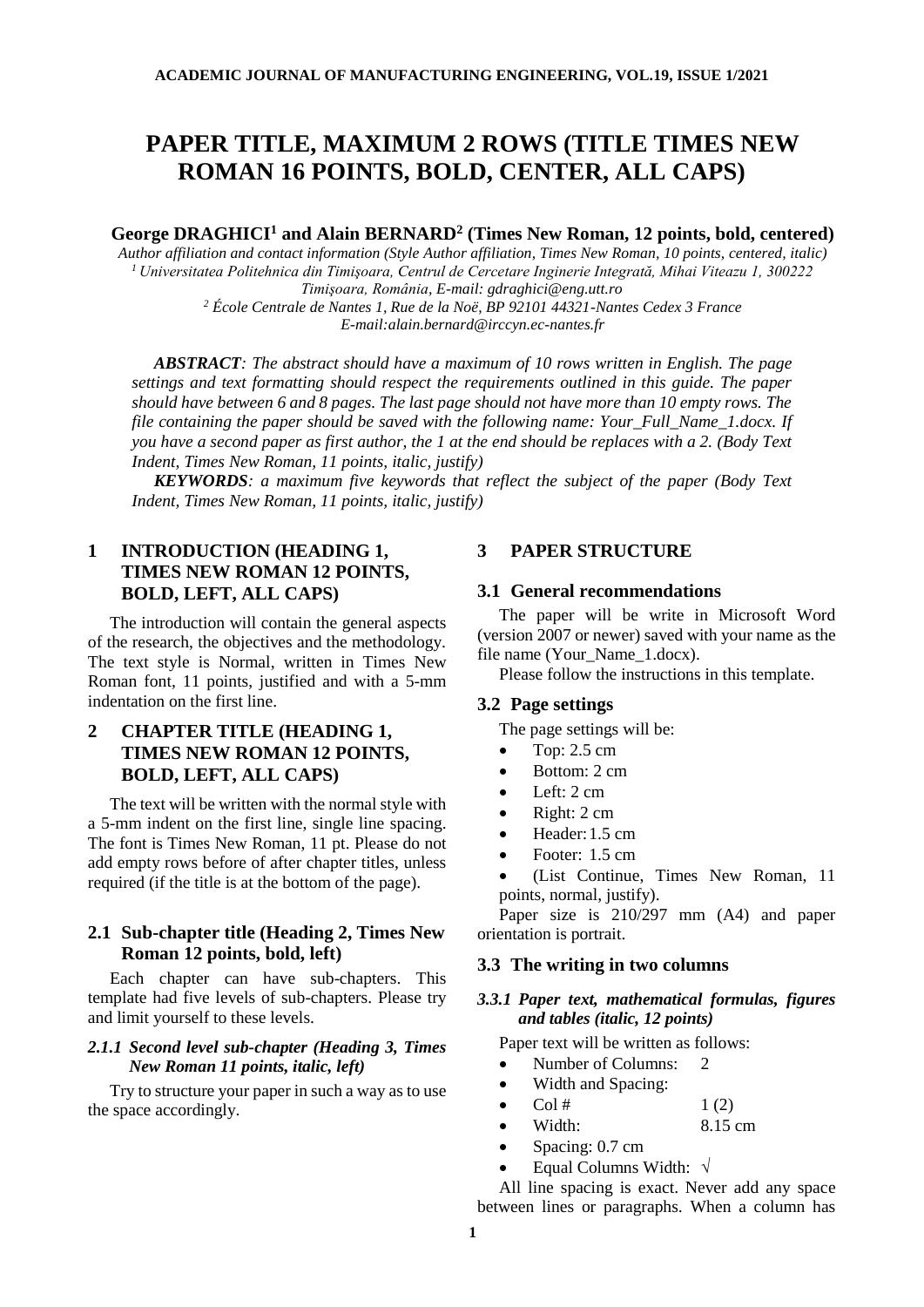# PAPER TITLE, MAXIMUM 2 ROWS (TITLE TIMES NEW ROMAN 16 POINTS, BOLD, CENTER, ALL CAPS)

**George DRAGHICI[1] and Alain BERNARD[2] (Times New Roman, 12 points, bold, centered)**

*Author affiliation and contact information (Style Author affiliation, Times New Roman, 10 points, centered, italic)*
*[1] Universitatea Politehnica din Timişoara, Centrul de Cercetare Inginerie Integrată, Mihai Viteazu 1, 300222 Timişoara, România, E-mail: gdraghici@eng.utt.ro*
*[2] École Centrale de Nantes 1, Rue de la Noë, BP 92101 44321-Nantes Cedex 3 France E-mail:alain.bernard@irccyn.ec-nantes.fr*

***ABSTRACT**: The abstract should have a maximum of 10 rows written in English. The page settings and text formatting should respect the requirements outlined in this guide. The paper should have between 6 and 8 pages. The last page should not have more than 10 empty rows. The file containing the paper should be saved with the following name: Your_Full_Name_1.docx. If you have a second paper as first author, the 1 at the end should be replaces with a 2. (Body Text Indent, Times New Roman, 11 points, italic, justify)*

***KEYWORDS**: a maximum five keywords that reflect the subject of the paper (Body Text Indent, Times New Roman, 11 points, italic, justify)*

## 1 INTRODUCTION (HEADING 1, TIMES NEW ROMAN 12 POINTS, BOLD, LEFT, ALL CAPS)

The introduction will contain the general aspects of the research, the objectives and the methodology. The text style is Normal, written in Times New Roman font, 11 points, justified and with a 5-mm indentation on the first line.

## 2 CHAPTER TITLE (HEADING 1, TIMES NEW ROMAN 12 POINTS, BOLD, LEFT, ALL CAPS)

The text will be written with the normal style with a 5-mm indent on the first line, single line spacing. The font is Times New Roman, 11 pt. Please do not add empty rows before of after chapter titles, unless required (if the title is at the bottom of the page).

### 2.1 Sub-chapter title (Heading 2, Times New Roman 12 points, bold, left)

Each chapter can have sub-chapters. This template had five levels of sub-chapters. Please try and limit yourself to these levels.

#### *2.1.1 Second level sub-chapter (Heading 3, Times New Roman 11 points, italic, left)*

Try to structure your paper in such a way as to use the space accordingly.

## 3 PAPER STRUCTURE

### 3.1 General recommendations

The paper will be write in Microsoft Word (version 2007 or newer) saved with your name as the file name (Your_Name_1.docx).

Please follow the instructions in this template.

### 3.2 Page settings

The page settings will be:

- Top: 2.5 cm
- Bottom: 2 cm
- Left: 2 cm
- Right: 2 cm
- Header: 1.5 cm
- Footer: 1.5 cm
- (List Continue, Times New Roman, 11 points, normal, justify).

Paper size is 210/297 mm (A4) and paper orientation is portrait.

### 3.3 The writing in two columns

#### *3.3.1 Paper text, mathematical formulas, figures and tables (italic, 12 points)*

Paper text will be written as follows:

- Number of Columns: 2
- Width and Spacing:
- Col # 1 (2)
- Width: 8.15 cm
- Spacing: 0.7 cm
- Equal Columns Width: √

All line spacing is exact. Never add any space between lines or paragraphs. When a column has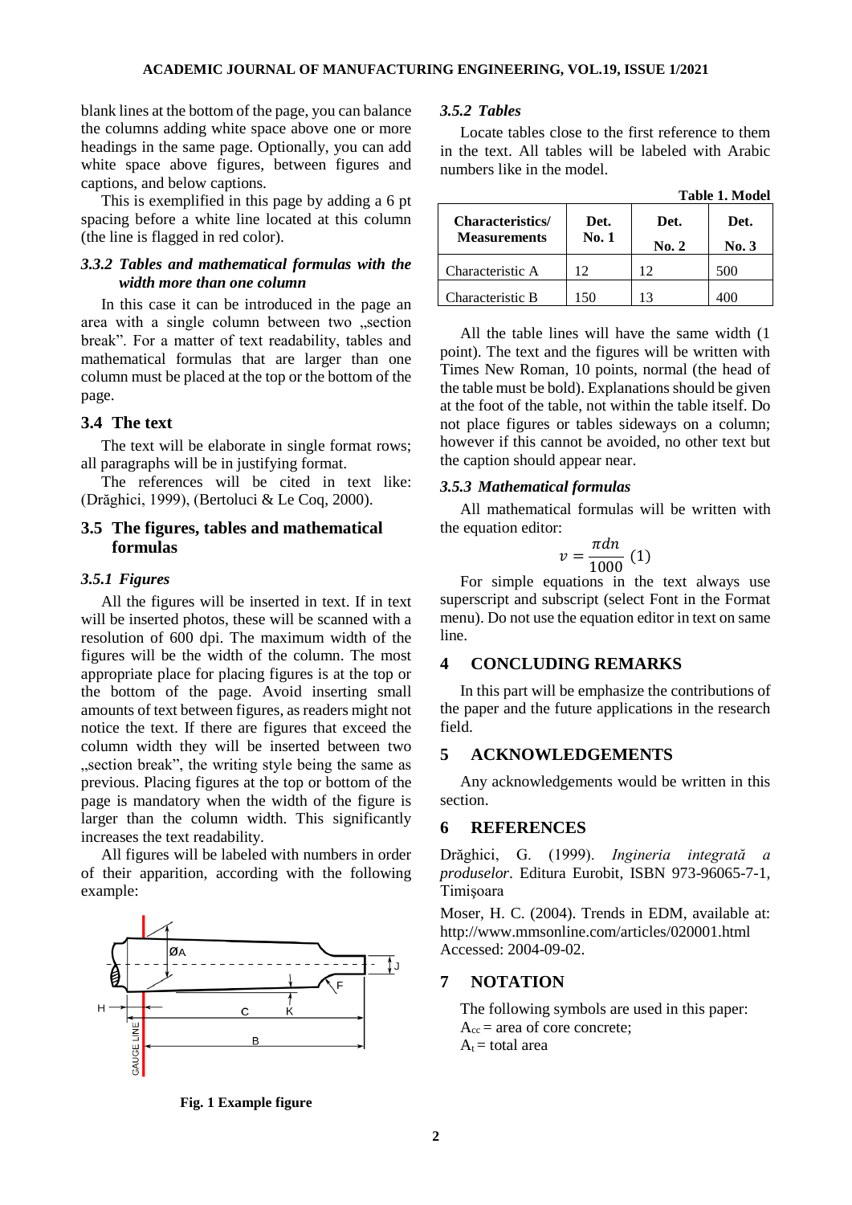blank lines at the bottom of the page, you can balance the columns adding white space above one or more headings in the same page. Optionally, you can add white space above figures, between figures and captions, and below captions.

This is exemplified in this page by adding a 6 pt spacing before a white line located at this column (the line is flagged in red color).

### *3.3.2 Tables and mathematical formulas with the width more than one column*

In this case it can be introduced in the page an area with a single column between two „section break". For a matter of text readability, tables and mathematical formulas that are larger than one column must be placed at the top or the bottom of the page.

## 3.4 The text

The text will be elaborate in single format rows; all paragraphs will be in justifying format.

The references will be cited in text like: (Drăghici, 1999), (Bertoluci & Le Coq, 2000).

## 3.5 The figures, tables and mathematical formulas

### *3.5.1 Figures*

All the figures will be inserted in text. If in text will be inserted photos, these will be scanned with a resolution of 600 dpi. The maximum width of the figures will be the width of the column. The most appropriate place for placing figures is at the top or the bottom of the page. Avoid inserting small amounts of text between figures, as readers might not notice the text. If there are figures that exceed the column width they will be inserted between two „section break", the writing style being the same as previous. Placing figures at the top or bottom of the page is mandatory when the width of the figure is larger than the column width. This significantly increases the text readability.

All figures will be labeled with numbers in order of their apparition, according with the following example:

ØA
J
F
H
C
K
B
GAUGE LINE

**Fig. 1 Example figure**

### *3.5.2 Tables*

Locate tables close to the first reference to them in the text. All tables will be labeled with Arabic numbers like in the model.

**Table 1. Model**

| **Characteristics/ Measurements** | **Det. No. 1** | **Det. No. 2** | **Det. No. 3** |
|---|---|---|---|
| Characteristic A | 12 | 12 | 500 |
| Characteristic B | 150 | 13 | 400 |

All the table lines will have the same width (1 point). The text and the figures will be written with Times New Roman, 10 points, normal (the head of the table must be bold). Explanations should be given at the foot of the table, not within the table itself. Do not place figures or tables sideways on a column; however if this cannot be avoided, no other text but the caption should appear near.

### *3.5.3 Mathematical formulas*

All mathematical formulas will be written with the equation editor:

$$v = \frac{\pi d n}{1000} \quad (1)$$

For simple equations in the text always use superscript and subscript (select Font in the Format menu). Do not use the equation editor in text on same line.

# 4 CONCLUDING REMARKS

In this part will be emphasize the contributions of the paper and the future applications in the research field.

# 5 ACKNOWLEDGEMENTS

Any acknowledgements would be written in this section.

# 6 REFERENCES

Drăghici, G. (1999). *Ingineria integrată a produselor*. Editura Eurobit, ISBN 973-96065-7-1, Timişoara

Moser, H. C. (2004). Trends in EDM, available at: http://www.mmsonline.com/articles/020001.html Accessed: 2004-09-02.

# 7 NOTATION

The following symbols are used in this paper:

$A_{cc}$ = area of core concrete;

$A_t$ = total area